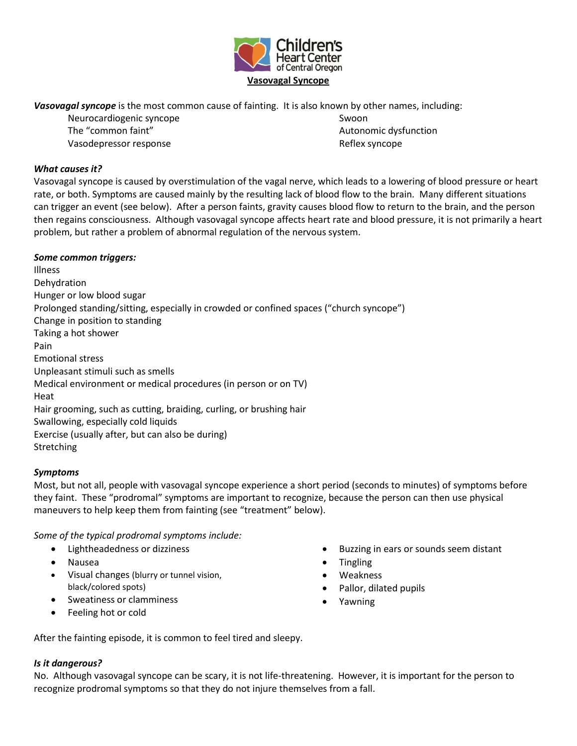Children's Heart Center of Central Oregon

# Vasovagal Syncope

***Vasovagal syncope*** is the most common cause of fainting. It is also known by other names, including:

- Neurocardiogenic syncope
- The "common faint"
- Vasodepressor response
- Swoon
- Autonomic dysfunction
- Reflex syncope

### *What causes it?*

Vasovagal syncope is caused by overstimulation of the vagal nerve, which leads to a lowering of blood pressure or heart rate, or both. Symptoms are caused mainly by the resulting lack of blood flow to the brain. Many different situations can trigger an event (see below). After a person faints, gravity causes blood flow to return to the brain, and the person then regains consciousness. Although vasovagal syncope affects heart rate and blood pressure, it is not primarily a heart problem, but rather a problem of abnormal regulation of the nervous system.

### *Some common triggers:*

Illness  
Dehydration  
Hunger or low blood sugar  
Prolonged standing/sitting, especially in crowded or confined spaces ("church syncope")  
Change in position to standing  
Taking a hot shower  
Pain  
Emotional stress  
Unpleasant stimuli such as smells  
Medical environment or medical procedures (in person or on TV)  
Heat  
Hair grooming, such as cutting, braiding, curling, or brushing hair  
Swallowing, especially cold liquids  
Exercise (usually after, but can also be during)  
Stretching

### *Symptoms*

Most, but not all, people with vasovagal syncope experience a short period (seconds to minutes) of symptoms before they faint. These "prodromal" symptoms are important to recognize, because the person can then use physical maneuvers to help keep them from fainting (see "treatment" below).

*Some of the typical prodromal symptoms include:*

- Lightheadedness or dizziness
- Nausea
- Visual changes (blurry or tunnel vision, black/colored spots)
- Sweatiness or clamminess
- Feeling hot or cold
- Buzzing in ears or sounds seem distant
- Tingling
- Weakness
- Pallor, dilated pupils
- Yawning

After the fainting episode, it is common to feel tired and sleepy.

### *Is it dangerous?*

No. Although vasovagal syncope can be scary, it is not life-threatening. However, it is important for the person to recognize prodromal symptoms so that they do not injure themselves from a fall.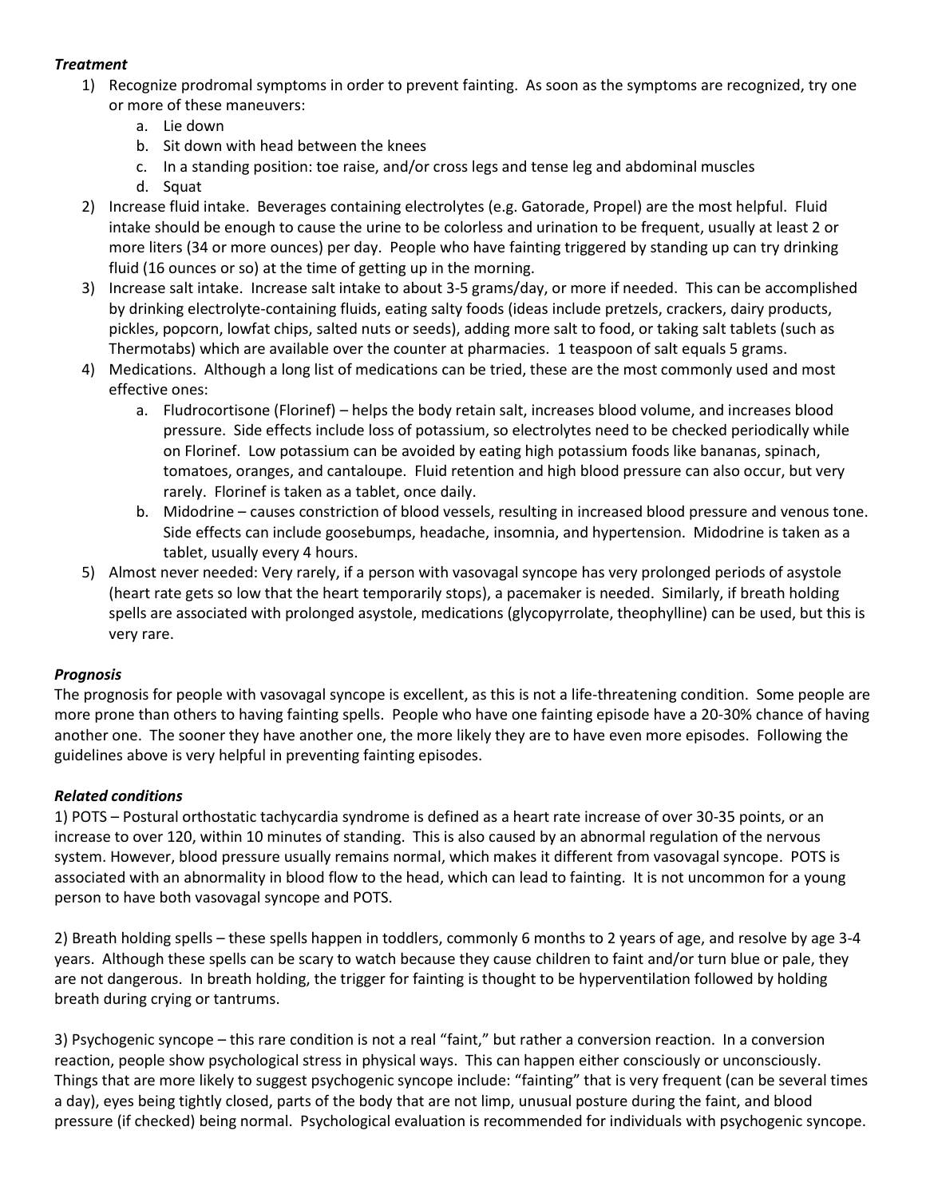***Treatment***

1) Recognize prodromal symptoms in order to prevent fainting. As soon as the symptoms are recognized, try one or more of these maneuvers:
    a. Lie down
    b. Sit down with head between the knees
    c. In a standing position: toe raise, and/or cross legs and tense leg and abdominal muscles
    d. Squat
2) Increase fluid intake. Beverages containing electrolytes (e.g. Gatorade, Propel) are the most helpful. Fluid intake should be enough to cause the urine to be colorless and urination to be frequent, usually at least 2 or more liters (34 or more ounces) per day. People who have fainting triggered by standing up can try drinking fluid (16 ounces or so) at the time of getting up in the morning.
3) Increase salt intake. Increase salt intake to about 3-5 grams/day, or more if needed. This can be accomplished by drinking electrolyte-containing fluids, eating salty foods (ideas include pretzels, crackers, dairy products, pickles, popcorn, lowfat chips, salted nuts or seeds), adding more salt to food, or taking salt tablets (such as Thermotabs) which are available over the counter at pharmacies. 1 teaspoon of salt equals 5 grams.
4) Medications. Although a long list of medications can be tried, these are the most commonly used and most effective ones:
    a. Fludrocortisone (Florinef) – helps the body retain salt, increases blood volume, and increases blood pressure. Side effects include loss of potassium, so electrolytes need to be checked periodically while on Florinef. Low potassium can be avoided by eating high potassium foods like bananas, spinach, tomatoes, oranges, and cantaloupe. Fluid retention and high blood pressure can also occur, but very rarely. Florinef is taken as a tablet, once daily.
    b. Midodrine – causes constriction of blood vessels, resulting in increased blood pressure and venous tone. Side effects can include goosebumps, headache, insomnia, and hypertension. Midodrine is taken as a tablet, usually every 4 hours.
5) Almost never needed: Very rarely, if a person with vasovagal syncope has very prolonged periods of asystole (heart rate gets so low that the heart temporarily stops), a pacemaker is needed. Similarly, if breath holding spells are associated with prolonged asystole, medications (glycopyrrolate, theophylline) can be used, but this is very rare.

***Prognosis***

The prognosis for people with vasovagal syncope is excellent, as this is not a life-threatening condition. Some people are more prone than others to having fainting spells. People who have one fainting episode have a 20-30% chance of having another one. The sooner they have another one, the more likely they are to have even more episodes. Following the guidelines above is very helpful in preventing fainting episodes.

***Related conditions***

1) POTS – Postural orthostatic tachycardia syndrome is defined as a heart rate increase of over 30-35 points, or an increase to over 120, within 10 minutes of standing. This is also caused by an abnormal regulation of the nervous system. However, blood pressure usually remains normal, which makes it different from vasovagal syncope. POTS is associated with an abnormality in blood flow to the head, which can lead to fainting. It is not uncommon for a young person to have both vasovagal syncope and POTS.

2) Breath holding spells – these spells happen in toddlers, commonly 6 months to 2 years of age, and resolve by age 3-4 years. Although these spells can be scary to watch because they cause children to faint and/or turn blue or pale, they are not dangerous. In breath holding, the trigger for fainting is thought to be hyperventilation followed by holding breath during crying or tantrums.

3) Psychogenic syncope – this rare condition is not a real "faint," but rather a conversion reaction. In a conversion reaction, people show psychological stress in physical ways. This can happen either consciously or unconsciously. Things that are more likely to suggest psychogenic syncope include: "fainting" that is very frequent (can be several times a day), eyes being tightly closed, parts of the body that are not limp, unusual posture during the faint, and blood pressure (if checked) being normal. Psychological evaluation is recommended for individuals with psychogenic syncope.